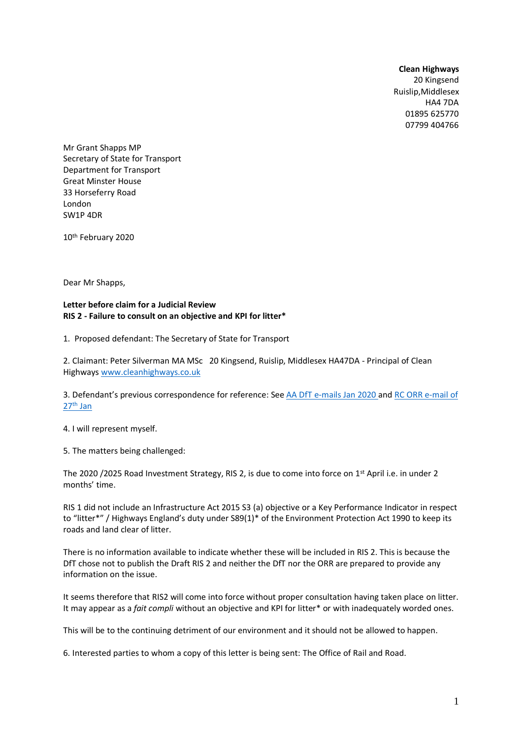**Clean Highways**
20 Kingsend
Ruislip,Middlesex
HA4 7DA
01895 625770
07799 404766

Mr Grant Shapps MP
Secretary of State for Transport
Department for Transport
Great Minster House
33 Horseferry Road
London
SW1P 4DR

10th February 2020

Dear Mr Shapps,

**Letter before claim for a Judicial Review**
**RIS 2 - Failure to consult on an objective and KPI for litter***

1. Proposed defendant: The Secretary of State for Transport

2. Claimant: Peter Silverman MA MSc 20 Kingsend, Ruislip, Middlesex HA47DA - Principal of Clean Highways [www.cleanhighways.co.uk](www.cleanhighways.co.uk)

3. Defendant's previous correspondence for reference: See [AA DfT e-mails Jan 2020](AA DfT e-mails Jan 2020) and [RC ORR e-mail of 27th Jan](RC ORR e-mail of 27th Jan)

4. I will represent myself.

5. The matters being challenged:

The 2020 /2025 Road Investment Strategy, RIS 2, is due to come into force on 1st April i.e. in under 2 months' time.

RIS 1 did not include an Infrastructure Act 2015 S3 (a) objective or a Key Performance Indicator in respect to "litter*" / Highways England's duty under S89(1)* of the Environment Protection Act 1990 to keep its roads and land clear of litter.

There is no information available to indicate whether these will be included in RIS 2. This is because the DfT chose not to publish the Draft RIS 2 and neither the DfT nor the ORR are prepared to provide any information on the issue.

It seems therefore that RIS2 will come into force without proper consultation having taken place on litter. It may appear as a *fait compli* without an objective and KPI for litter* or with inadequately worded ones.

This will be to the continuing detriment of our environment and it should not be allowed to happen.

6. Interested parties to whom a copy of this letter is being sent: The Office of Rail and Road.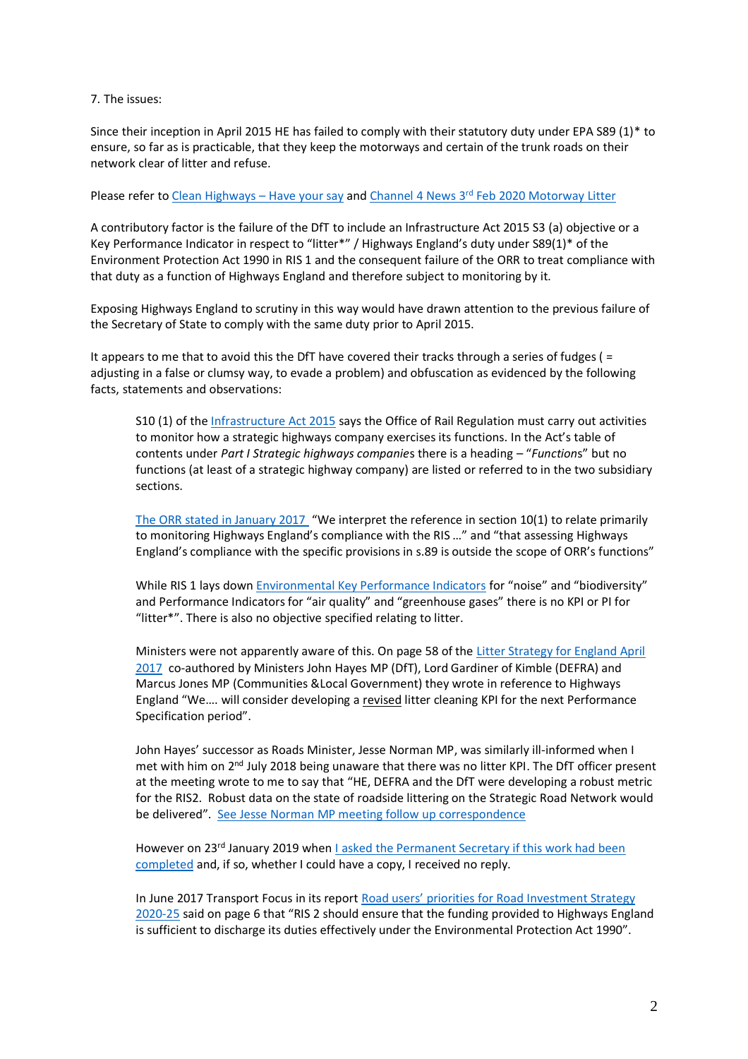7. The issues:

Since their inception in April 2015 HE has failed to comply with their statutory duty under EPA S89 (1)* to ensure, so far as is practicable, that they keep the motorways and certain of the trunk roads on their network clear of litter and refuse.

Please refer to Clean Highways – Have your say and Channel 4 News 3rd Feb 2020 Motorway Litter

A contributory factor is the failure of the DfT to include an Infrastructure Act 2015 S3 (a) objective or a Key Performance Indicator in respect to "litter*" / Highways England's duty under S89(1)* of the Environment Protection Act 1990 in RIS 1 and the consequent failure of the ORR to treat compliance with that duty as a function of Highways England and therefore subject to monitoring by it.

Exposing Highways England to scrutiny in this way would have drawn attention to the previous failure of the Secretary of State to comply with the same duty prior to April 2015.

It appears to me that to avoid this the DfT have covered their tracks through a series of fudges ( = adjusting in a false or clumsy way, to evade a problem) and obfuscation as evidenced by the following facts, statements and observations:

> S10 (1) of the Infrastructure Act 2015 says the Office of Rail Regulation must carry out activities to monitor how a strategic highways company exercises its functions. In the Act's table of contents under *Part I Strategic highways companies* there is a heading – "*Functions*" but no functions (at least of a strategic highway company) are listed or referred to in the two subsidiary sections.
>
> The ORR stated in January 2017 "We interpret the reference in section 10(1) to relate primarily to monitoring Highways England's compliance with the RIS …" and "that assessing Highways England's compliance with the specific provisions in s.89 is outside the scope of ORR's functions"
>
> While RIS 1 lays down Environmental Key Performance Indicators for "noise" and "biodiversity" and Performance Indicators for "air quality" and "greenhouse gases" there is no KPI or PI for "litter*". There is also no objective specified relating to litter.
>
> Ministers were not apparently aware of this. On page 58 of the Litter Strategy for England April 2017 co-authored by Ministers John Hayes MP (DfT), Lord Gardiner of Kimble (DEFRA) and Marcus Jones MP (Communities &Local Government) they wrote in reference to Highways England "We…. will consider developing a <u>revised</u> litter cleaning KPI for the next Performance Specification period".
>
> John Hayes' successor as Roads Minister, Jesse Norman MP, was similarly ill-informed when I met with him on 2nd July 2018 being unaware that there was no litter KPI. The DfT officer present at the meeting wrote to me to say that "HE, DEFRA and the DfT were developing a robust metric for the RIS2. Robust data on the state of roadside littering on the Strategic Road Network would be delivered". See Jesse Norman MP meeting follow up correspondence
>
> However on 23rd January 2019 when I asked the Permanent Secretary if this work had been completed and, if so, whether I could have a copy, I received no reply.
>
> In June 2017 Transport Focus in its report Road users' priorities for Road Investment Strategy 2020-25 said on page 6 that "RIS 2 should ensure that the funding provided to Highways England is sufficient to discharge its duties effectively under the Environmental Protection Act 1990".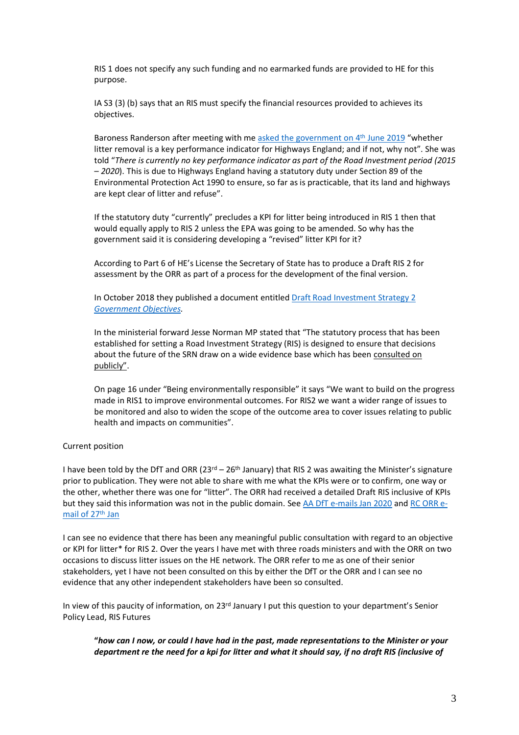RIS 1 does not specify any such funding and no earmarked funds are provided to HE for this purpose.

IA S3 (3) (b) says that an RIS must specify the financial resources provided to achieves its objectives.

Baroness Randerson after meeting with me asked the government on 4th June 2019 "whether litter removal is a key performance indicator for Highways England; and if not, why not". She was told "*There is currently no key performance indicator as part of the Road Investment period (2015 – 2020*). This is due to Highways England having a statutory duty under Section 89 of the Environmental Protection Act 1990 to ensure, so far as is practicable, that its land and highways are kept clear of litter and refuse".

If the statutory duty "currently" precludes a KPI for litter being introduced in RIS 1 then that would equally apply to RIS 2 unless the EPA was going to be amended. So why has the government said it is considering developing a "revised" litter KPI for it?

According to Part 6 of HE's License the Secretary of State has to produce a Draft RIS 2 for assessment by the ORR as part of a process for the development of the final version.

In October 2018 they published a document entitled Draft Road Investment Strategy 2 *Government Objectives*.

In the ministerial forward Jesse Norman MP stated that "The statutory process that has been established for setting a Road Investment Strategy (RIS) is designed to ensure that decisions about the future of the SRN draw on a wide evidence base which has been consulted on publicly".

On page 16 under "Being environmentally responsible" it says "We want to build on the progress made in RIS1 to improve environmental outcomes. For RIS2 we want a wider range of issues to be monitored and also to widen the scope of the outcome area to cover issues relating to public health and impacts on communities".

Current position

I have been told by the DfT and ORR (23rd – 26th January) that RIS 2 was awaiting the Minister's signature prior to publication. They were not able to share with me what the KPIs were or to confirm, one way or the other, whether there was one for "litter". The ORR had received a detailed Draft RIS inclusive of KPIs but they said this information was not in the public domain. See AA DfT e-mails Jan 2020 and RC ORR e-mail of 27th Jan

I can see no evidence that there has been any meaningful public consultation with regard to an objective or KPI for litter* for RIS 2. Over the years I have met with three roads ministers and with the ORR on two occasions to discuss litter issues on the HE network. The ORR refer to me as one of their senior stakeholders, yet I have not been consulted on this by either the DfT or the ORR and I can see no evidence that any other independent stakeholders have been so consulted.

In view of this paucity of information, on 23rd January I put this question to your department's Senior Policy Lead, RIS Futures

> ***"how can I now, or could I have had in the past, made representations to the Minister or your department re the need for a kpi for litter and what it should say, if no draft RIS (inclusive of***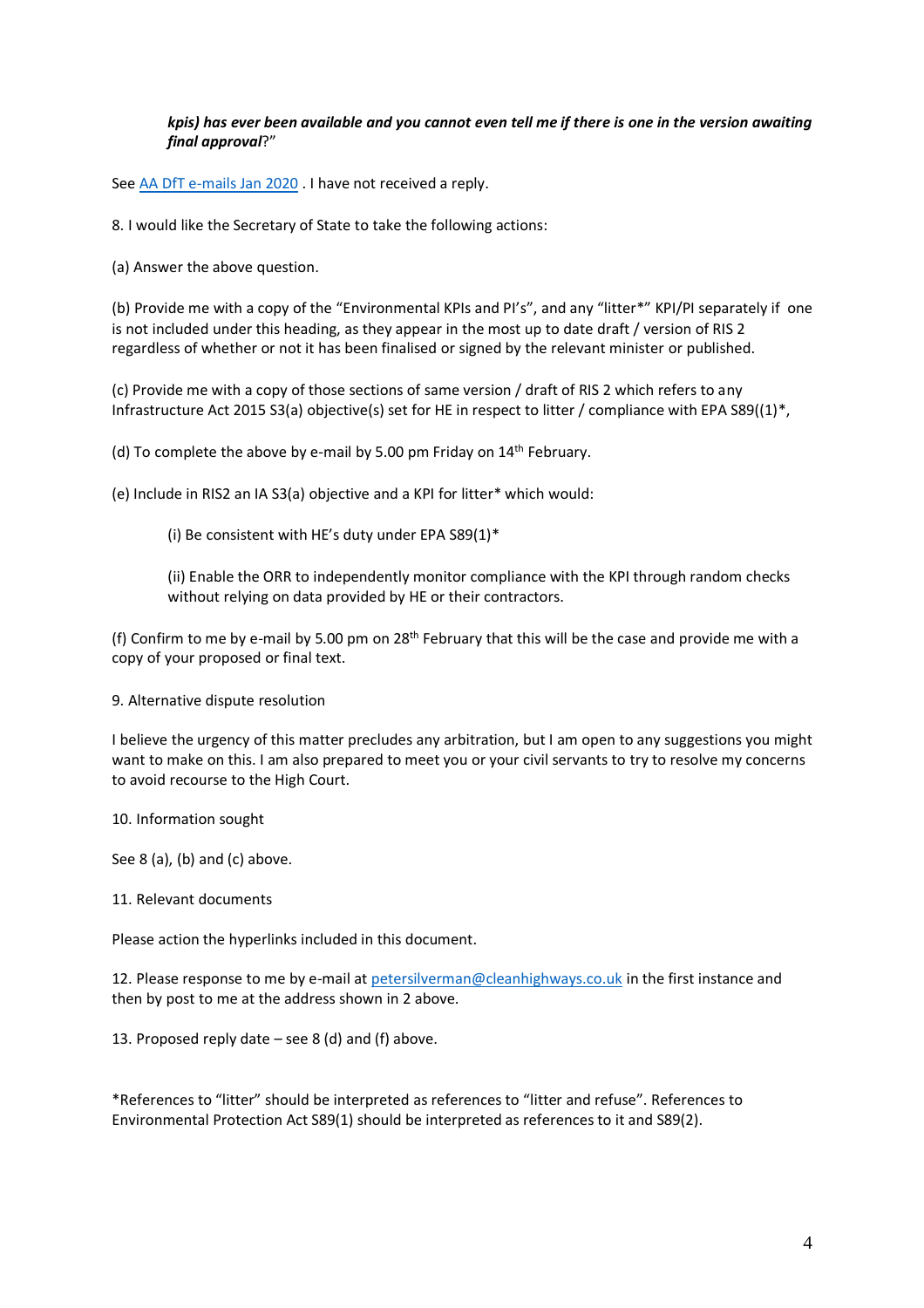***kpis) has ever been available and you cannot even tell me if there is one in the version awaiting final approval***?"

See [AA DfT e-mails Jan 2020](AA DfT e-mails Jan 2020) . I have not received a reply.

8. I would like the Secretary of State to take the following actions:

(a) Answer the above question.

(b) Provide me with a copy of the "Environmental KPIs and PI's", and any "litter*" KPI/PI separately if one is not included under this heading, as they appear in the most up to date draft / version of RIS 2 regardless of whether or not it has been finalised or signed by the relevant minister or published.

(c) Provide me with a copy of those sections of same version / draft of RIS 2 which refers to any Infrastructure Act 2015 S3(a) objective(s) set for HE in respect to litter / compliance with EPA S89((1)*,

(d) To complete the above by e-mail by 5.00 pm Friday on 14th February.

(e) Include in RIS2 an IA S3(a) objective and a KPI for litter* which would:

> (i) Be consistent with HE's duty under EPA S89(1)*
>
> (ii) Enable the ORR to independently monitor compliance with the KPI through random checks without relying on data provided by HE or their contractors.

(f) Confirm to me by e-mail by 5.00 pm on 28th February that this will be the case and provide me with a copy of your proposed or final text.

9. Alternative dispute resolution

I believe the urgency of this matter precludes any arbitration, but I am open to any suggestions you might want to make on this. I am also prepared to meet you or your civil servants to try to resolve my concerns to avoid recourse to the High Court.

10. Information sought

See 8 (a), (b) and (c) above.

11. Relevant documents

Please action the hyperlinks included in this document.

12. Please response to me by e-mail at petersilverman@cleanhighways.co.uk in the first instance and then by post to me at the address shown in 2 above.

13. Proposed reply date – see 8 (d) and (f) above.

*References to "litter" should be interpreted as references to "litter and refuse". References to Environmental Protection Act S89(1) should be interpreted as references to it and S89(2).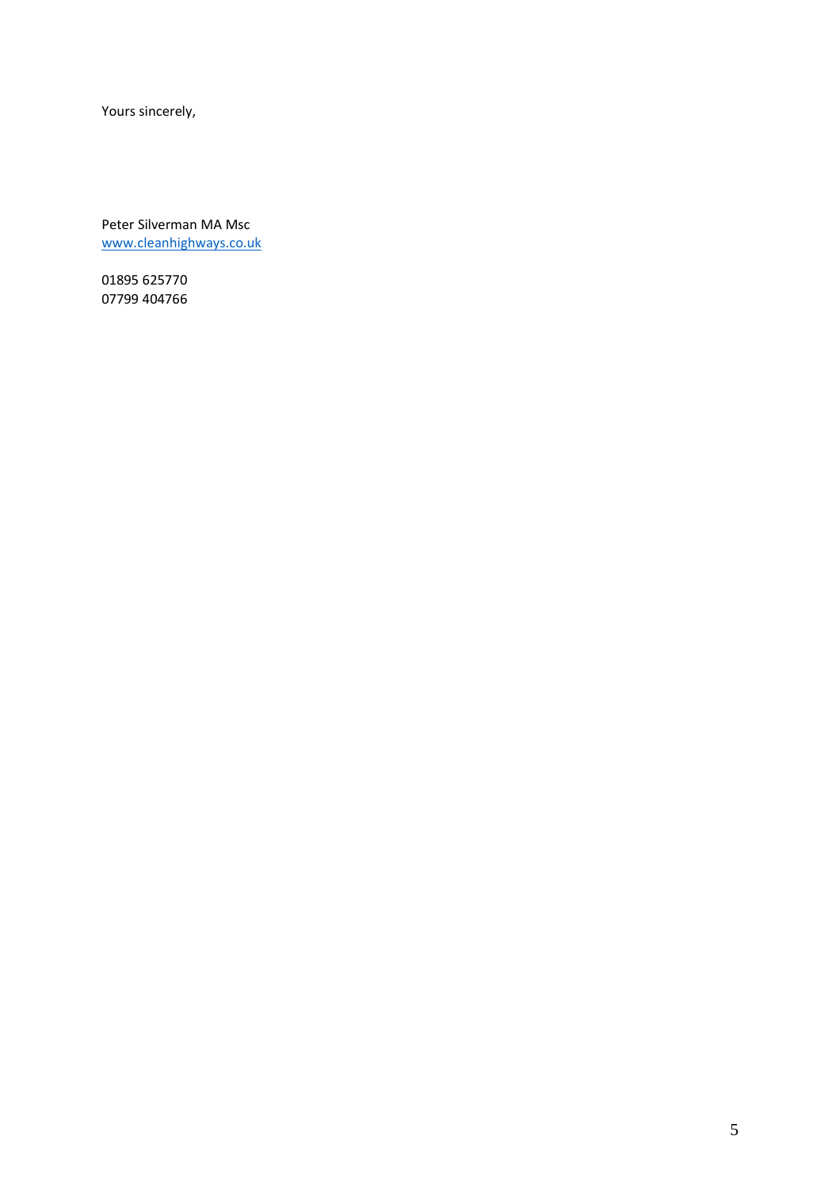Yours sincerely,

Peter Silverman MA Msc
www.cleanhighways.co.uk

01895 625770
07799 404766